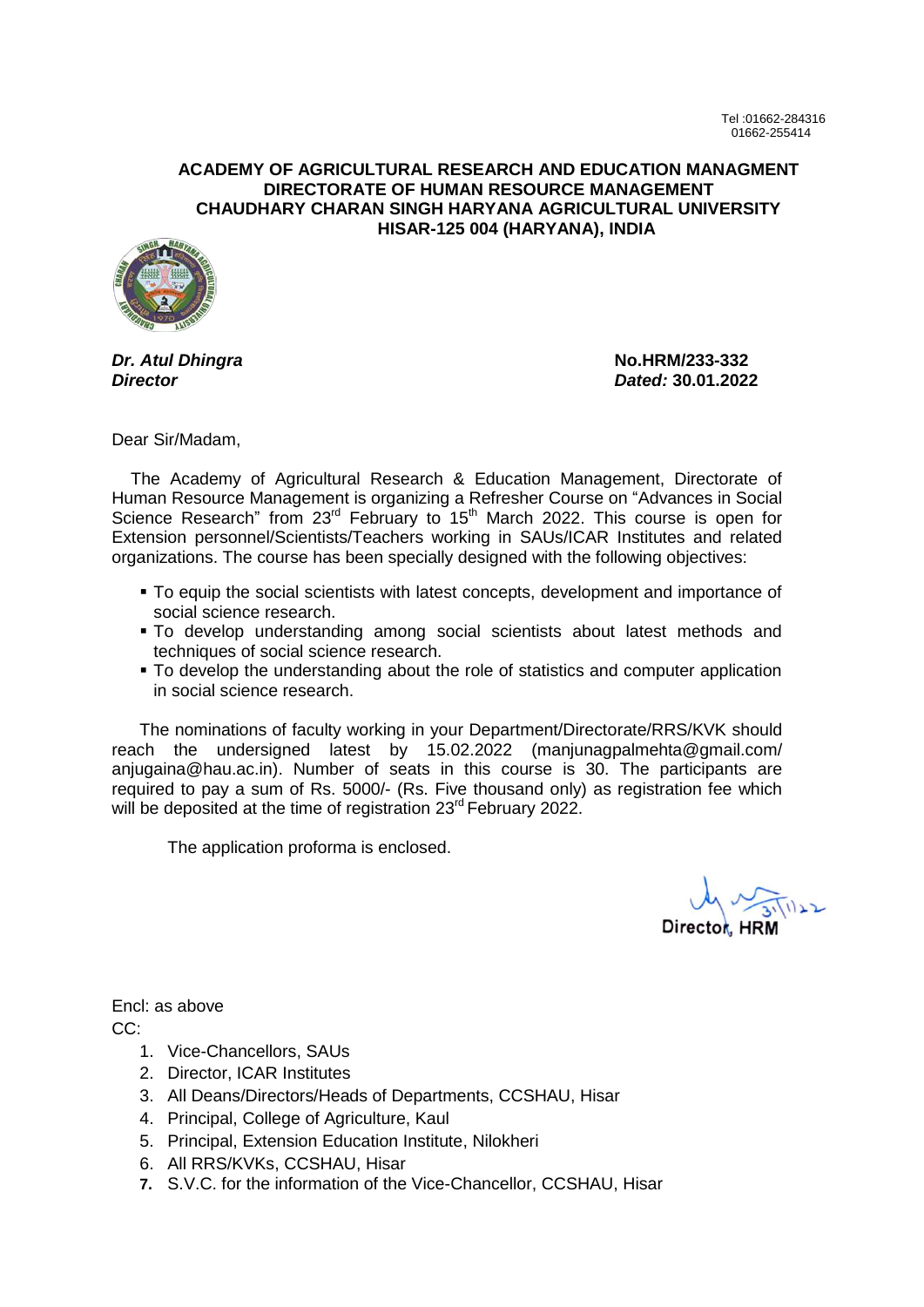Tel :01662-284316
01662-255414

**ACADEMY OF AGRICULTURAL RESEARCH AND EDUCATION MANAGMENT**
**DIRECTORATE OF HUMAN RESOURCE MANAGEMENT**
**CHAUDHARY CHARAN SINGH HARYANA AGRICULTURAL UNIVERSITY**
**HISAR-125 004 (HARYANA), INDIA**

***Dr. Atul Dhingra*** **No.HRM/233-332**
***Director*** ***Dated:*** **30.01.2022**

Dear Sir/Madam,

The Academy of Agricultural Research & Education Management, Directorate of Human Resource Management is organizing a Refresher Course on "Advances in Social Science Research" from 23rd February to 15th March 2022. This course is open for Extension personnel/Scientists/Teachers working in SAUs/ICAR Institutes and related organizations. The course has been specially designed with the following objectives:

- To equip the social scientists with latest concepts, development and importance of social science research.
- To develop understanding among social scientists about latest methods and techniques of social science research.
- To develop the understanding about the role of statistics and computer application in social science research.

The nominations of faculty working in your Department/Directorate/RRS/KVK should reach the undersigned latest by 15.02.2022 (manjunagpalmehta@gmail.com/ anjugaina@hau.ac.in). Number of seats in this course is 30. The participants are required to pay a sum of Rs. 5000/- (Rs. Five thousand only) as registration fee which will be deposited at the time of registration 23rd February 2022.

The application proforma is enclosed.

31/1/22
Director, HRM

Encl: as above
CC:

1. Vice-Chancellors, SAUs
2. Director, ICAR Institutes
3. All Deans/Directors/Heads of Departments, CCSHAU, Hisar
4. Principal, College of Agriculture, Kaul
5. Principal, Extension Education Institute, Nilokheri
6. All RRS/KVKs, CCSHAU, Hisar
7. S.V.C. for the information of the Vice-Chancellor, CCSHAU, Hisar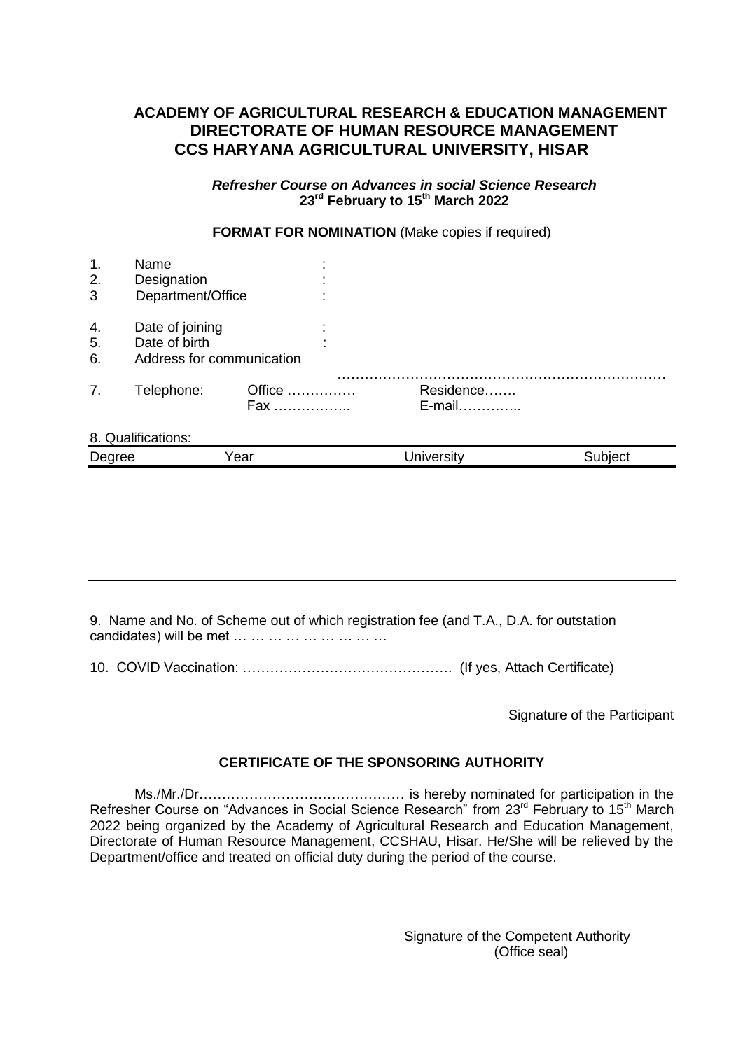# ACADEMY OF AGRICULTURAL RESEARCH & EDUCATION MANAGEMENT
# DIRECTORATE OF HUMAN RESOURCE MANAGEMENT
# CCS HARYANA AGRICULTURAL UNIVERSITY, HISAR

***Refresher Course on Advances in social Science Research***
**23rd February to 15th March 2022**

**FORMAT FOR NOMINATION** (Make copies if required)

1. Name :
2. Designation :
3. Department/Office :
4. Date of joining :
5. Date of birth :
6. Address for communication ………………………………………………………………
7. Telephone: Office …………… Residence……. Fax …………….. E-mail…………..

8. Qualifications:

| Degree | Year | University | Subject |
|---|---|---|---|
| | | | |

9. Name and No. of Scheme out of which registration fee (and T.A., D.A. for outstation candidates) will be met … … … … … … … … …

10. COVID Vaccination: ………………………………………. (If yes, Attach Certificate)

Signature of the Participant

**CERTIFICATE OF THE SPONSORING AUTHORITY**

Ms./Mr./Dr……………………………………… is hereby nominated for participation in the Refresher Course on "Advances in Social Science Research" from 23rd February to 15th March 2022 being organized by the Academy of Agricultural Research and Education Management, Directorate of Human Resource Management, CCSHAU, Hisar. He/She will be relieved by the Department/office and treated on official duty during the period of the course.

Signature of the Competent Authority
(Office seal)